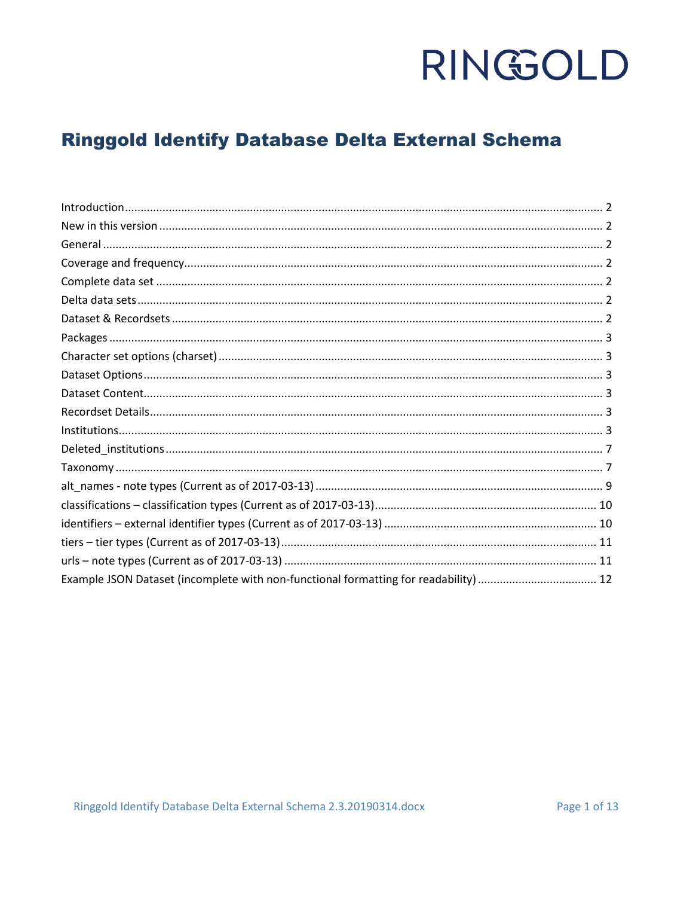RINGGOLD

# Ringgold Identify Database Delta External Schema

Introduction ........ 2
New in this version ........ 2
General ........ 2
Coverage and frequency ........ 2
Complete data set ........ 2
Delta data sets ........ 2
Dataset & Recordsets ........ 2
Packages ........ 3
Character set options (charset) ........ 3
Dataset Options ........ 3
Dataset Content ........ 3
Recordset Details ........ 3
Institutions ........ 3
Deleted_institutions ........ 7
Taxonomy ........ 7
alt_names - note types (Current as of 2017-03-13) ........ 9
classifications – classification types (Current as of 2017-03-13) ........ 10
identifiers – external identifier types (Current as of 2017-03-13) ........ 10
tiers – tier types (Current as of 2017-03-13) ........ 11
urls – note types (Current as of 2017-03-13) ........ 11
Example JSON Dataset (incomplete with non-functional formatting for readability) ........ 12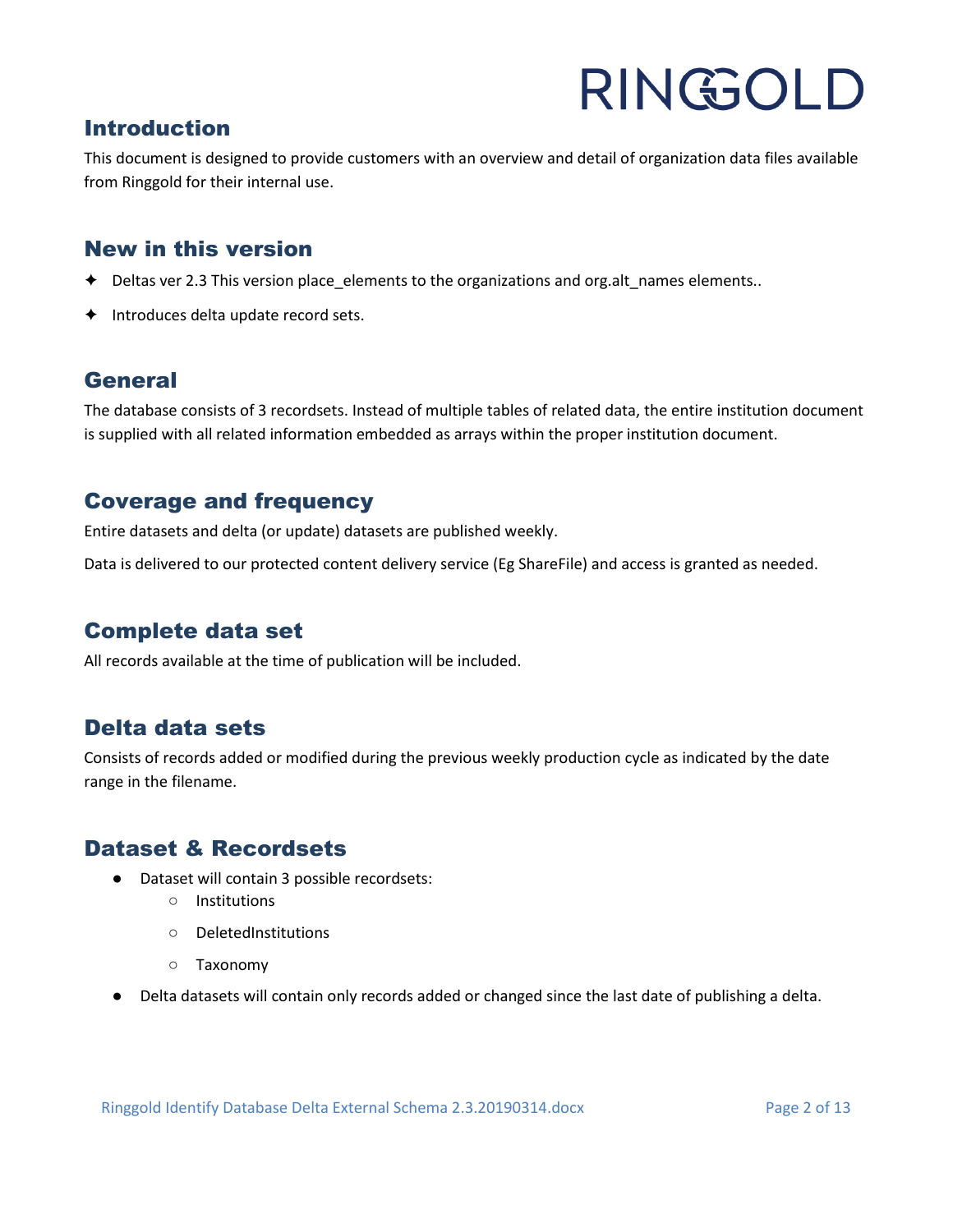## Introduction

This document is designed to provide customers with an overview and detail of organization data files available from Ringgold for their internal use.

## New in this version

- ✦ Deltas ver 2.3 This version place_elements to the organizations and org.alt_names elements..
- ✦ Introduces delta update record sets.

## General

The database consists of 3 recordsets. Instead of multiple tables of related data, the entire institution document is supplied with all related information embedded as arrays within the proper institution document.

## Coverage and frequency

Entire datasets and delta (or update) datasets are published weekly.

Data is delivered to our protected content delivery service (Eg ShareFile) and access is granted as needed.

## Complete data set

All records available at the time of publication will be included.

## Delta data sets

Consists of records added or modified during the previous weekly production cycle as indicated by the date range in the filename.

## Dataset & Recordsets

- Dataset will contain 3 possible recordsets:
  - Institutions
  - DeletedInstitutions
  - Taxonomy
- Delta datasets will contain only records added or changed since the last date of publishing a delta.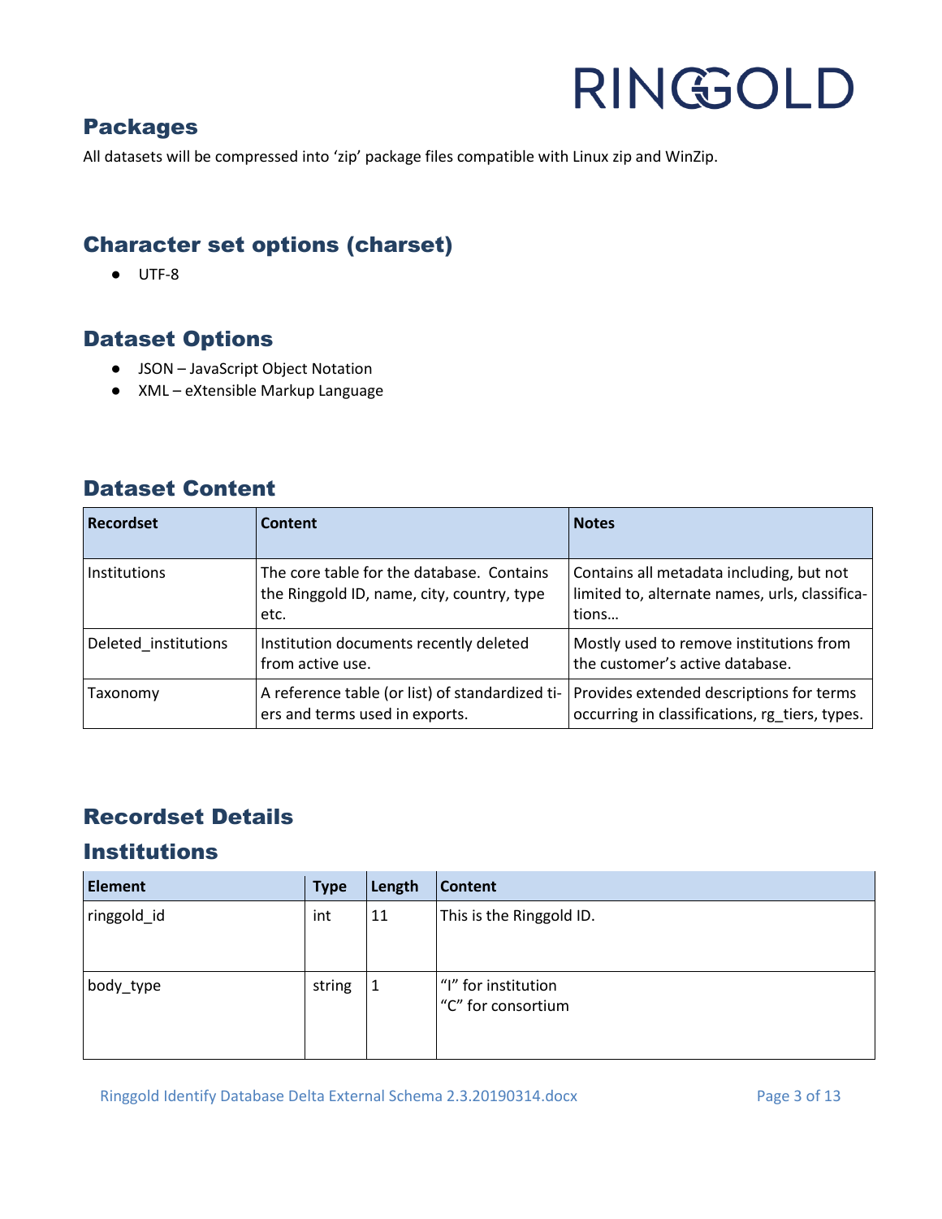## Packages

All datasets will be compressed into 'zip' package files compatible with Linux zip and WinZip.

## Character set options (charset)

- UTF-8

## Dataset Options

- JSON – JavaScript Object Notation
- XML – eXtensible Markup Language

## Dataset Content

| Recordset | Content | Notes |
|---|---|---|
| Institutions | The core table for the database. Contains the Ringgold ID, name, city, country, type etc. | Contains all metadata including, but not limited to, alternate names, urls, classifications… |
| Deleted_institutions | Institution documents recently deleted from active use. | Mostly used to remove institutions from the customer's active database. |
| Taxonomy | A reference table (or list) of standardized tiers and terms used in exports. | Provides extended descriptions for terms occurring in classifications, rg_tiers, types. |

## Recordset Details

## Institutions

| Element | Type | Length | Content |
|---|---|---|---|
| ringgold_id | int | 11 | This is the Ringgold ID. |
| body_type | string | 1 | "I" for institution<br>"C" for consortium |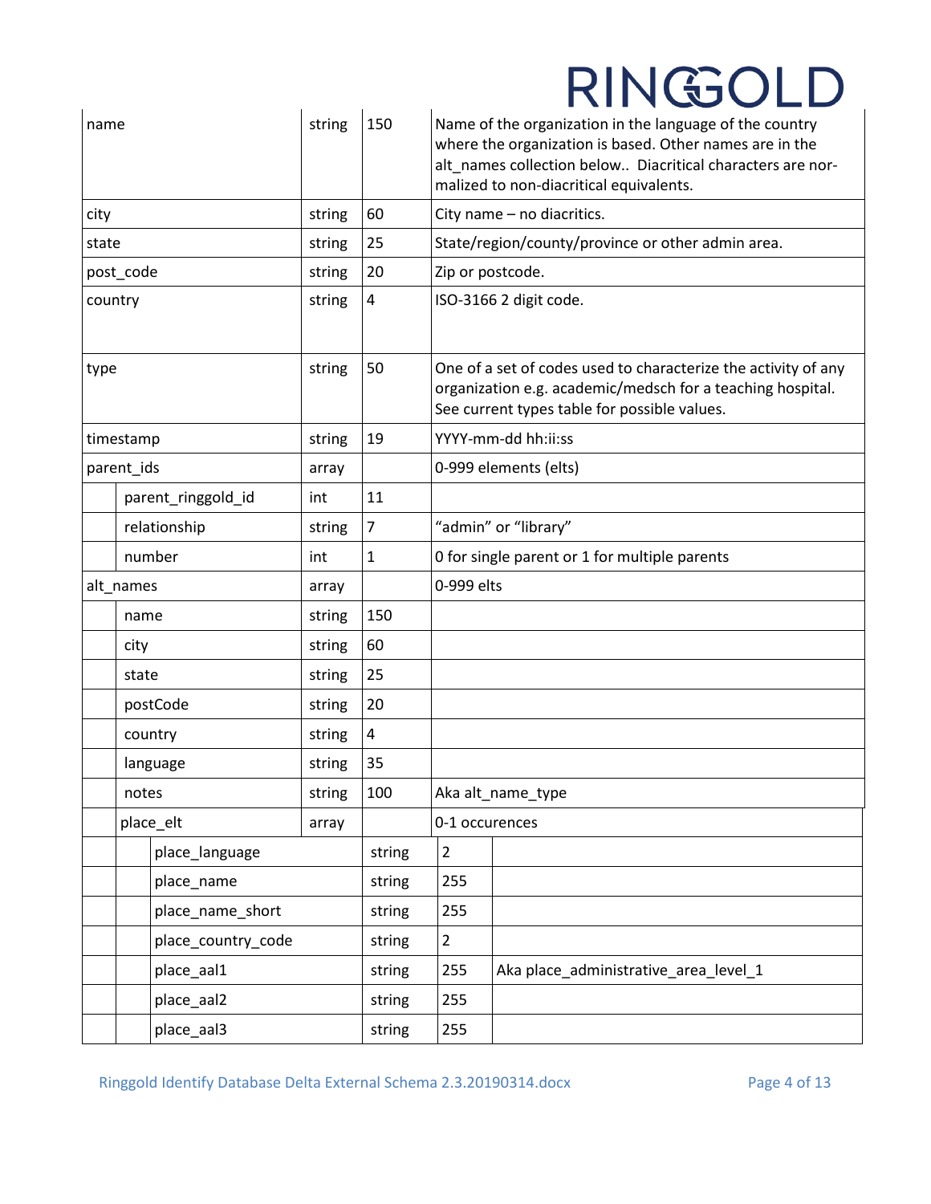| | | | |
|---|---|---|---|
| name | string | 150 | Name of the organization in the language of the country where the organization is based. Other names are in the alt_names collection below.. Diacritical characters are normalized to non-diacritical equivalents. |
| city | string | 60 | City name – no diacritics. |
| state | string | 25 | State/region/county/province or other admin area. |
| post_code | string | 20 | Zip or postcode. |
| country | string | 4 | ISO-3166 2 digit code. |
| type | string | 50 | One of a set of codes used to characterize the activity of any organization e.g. academic/medsch for a teaching hospital. See current types table for possible values. |
| timestamp | string | 19 | YYYY-mm-dd hh:ii:ss |
| parent_ids | array | | 0-999 elements (elts) |
| &nbsp;&nbsp;&nbsp;&nbsp;parent_ringgold_id | int | 11 | |
| &nbsp;&nbsp;&nbsp;&nbsp;relationship | string | 7 | "admin" or "library" |
| &nbsp;&nbsp;&nbsp;&nbsp;number | int | 1 | 0 for single parent or 1 for multiple parents |
| alt_names | array | | 0-999 elts |
| &nbsp;&nbsp;&nbsp;&nbsp;name | string | 150 | |
| &nbsp;&nbsp;&nbsp;&nbsp;city | string | 60 | |
| &nbsp;&nbsp;&nbsp;&nbsp;state | string | 25 | |
| &nbsp;&nbsp;&nbsp;&nbsp;postCode | string | 20 | |
| &nbsp;&nbsp;&nbsp;&nbsp;country | string | 4 | |
| &nbsp;&nbsp;&nbsp;&nbsp;language | string | 35 | |
| &nbsp;&nbsp;&nbsp;&nbsp;notes | string | 100 | Aka alt_name_type |
| &nbsp;&nbsp;&nbsp;&nbsp;place_elt | array | | 0-1 occurences |
| &nbsp;&nbsp;&nbsp;&nbsp;&nbsp;&nbsp;&nbsp;&nbsp;place_language | string | 2 | |
| &nbsp;&nbsp;&nbsp;&nbsp;&nbsp;&nbsp;&nbsp;&nbsp;place_name | string | 255 | |
| &nbsp;&nbsp;&nbsp;&nbsp;&nbsp;&nbsp;&nbsp;&nbsp;place_name_short | string | 255 | |
| &nbsp;&nbsp;&nbsp;&nbsp;&nbsp;&nbsp;&nbsp;&nbsp;place_country_code | string | 2 | |
| &nbsp;&nbsp;&nbsp;&nbsp;&nbsp;&nbsp;&nbsp;&nbsp;place_aal1 | string | 255 | Aka place_administrative_area_level_1 |
| &nbsp;&nbsp;&nbsp;&nbsp;&nbsp;&nbsp;&nbsp;&nbsp;place_aal2 | string | 255 | |
| &nbsp;&nbsp;&nbsp;&nbsp;&nbsp;&nbsp;&nbsp;&nbsp;place_aal3 | string | 255 | |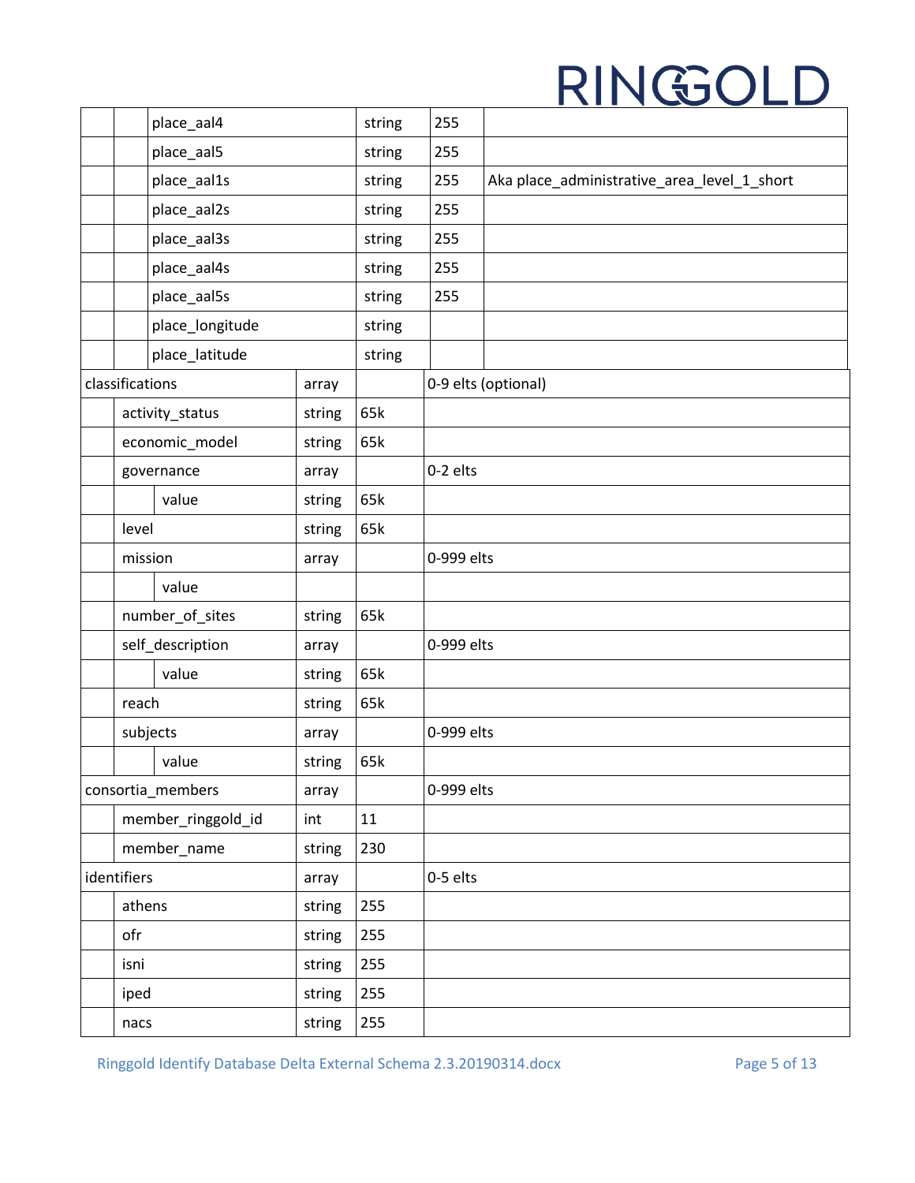| | | | | | |
|---|---|---|---|---|---|
| | | place_aal4 | string | 255 | |
| | | place_aal5 | string | 255 | |
| | | place_aal1s | string | 255 | Aka place_administrative_area_level_1_short |
| | | place_aal2s | string | 255 | |
| | | place_aal3s | string | 255 | |
| | | place_aal4s | string | 255 | |
| | | place_aal5s | string | 255 | |
| | | place_longitude | string | | |
| | | place_latitude | string | | |
| classifications | | | array | | 0-9 elts (optional) |
| | activity_status | | string | 65k | |
| | economic_model | | string | 65k | |
| | governance | | array | | 0-2 elts |
| | | value | string | 65k | |
| | level | | string | 65k | |
| | mission | | array | | 0-999 elts |
| | | value | | | |
| | number_of_sites | | string | 65k | |
| | self_description | | array | | 0-999 elts |
| | | value | string | 65k | |
| | reach | | string | 65k | |
| | subjects | | array | | 0-999 elts |
| | | value | string | 65k | |
| consortia_members | | | array | | 0-999 elts |
| | member_ringgold_id | | int | 11 | |
| | member_name | | string | 230 | |
| identifiers | | | array | | 0-5 elts |
| | athens | | string | 255 | |
| | ofr | | string | 255 | |
| | isni | | string | 255 | |
| | iped | | string | 255 | |
| | nacs | | string | 255 | |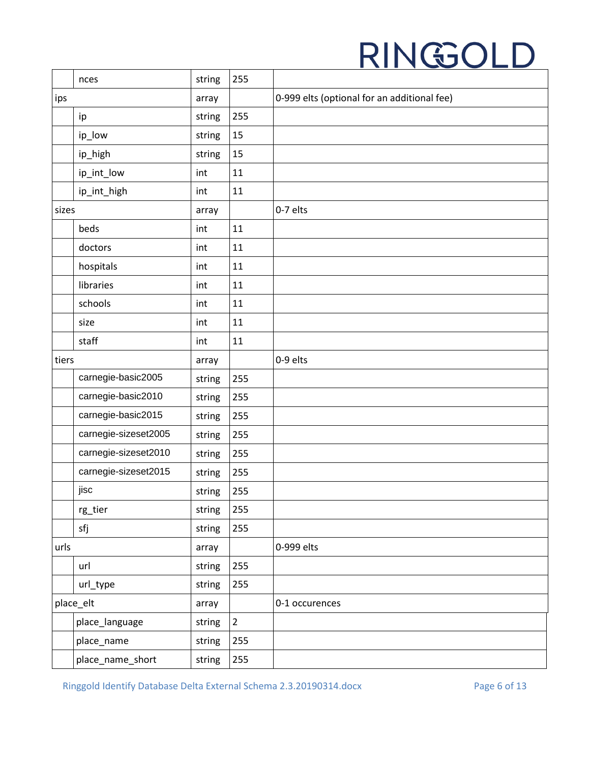| | | | | |
|---|---|---|---|---|
| | nces | string | 255 | |
| ips | | array | | 0-999 elts (optional for an additional fee) |
| | ip | string | 255 | |
| | ip_low | string | 15 | |
| | ip_high | string | 15 | |
| | ip_int_low | int | 11 | |
| | ip_int_high | int | 11 | |
| sizes | | array | | 0-7 elts |
| | beds | int | 11 | |
| | doctors | int | 11 | |
| | hospitals | int | 11 | |
| | libraries | int | 11 | |
| | schools | int | 11 | |
| | size | int | 11 | |
| | staff | int | 11 | |
| tiers | | array | | 0-9 elts |
| | carnegie-basic2005 | string | 255 | |
| | carnegie-basic2010 | string | 255 | |
| | carnegie-basic2015 | string | 255 | |
| | carnegie-sizeset2005 | string | 255 | |
| | carnegie-sizeset2010 | string | 255 | |
| | carnegie-sizeset2015 | string | 255 | |
| | jisc | string | 255 | |
| | rg_tier | string | 255 | |
| | sfj | string | 255 | |
| urls | | array | | 0-999 elts |
| | url | string | 255 | |
| | url_type | string | 255 | |
| place_elt | | array | | 0-1 occurences |
| | place_language | string | 2 | |
| | place_name | string | 255 | |
| | place_name_short | string | 255 | |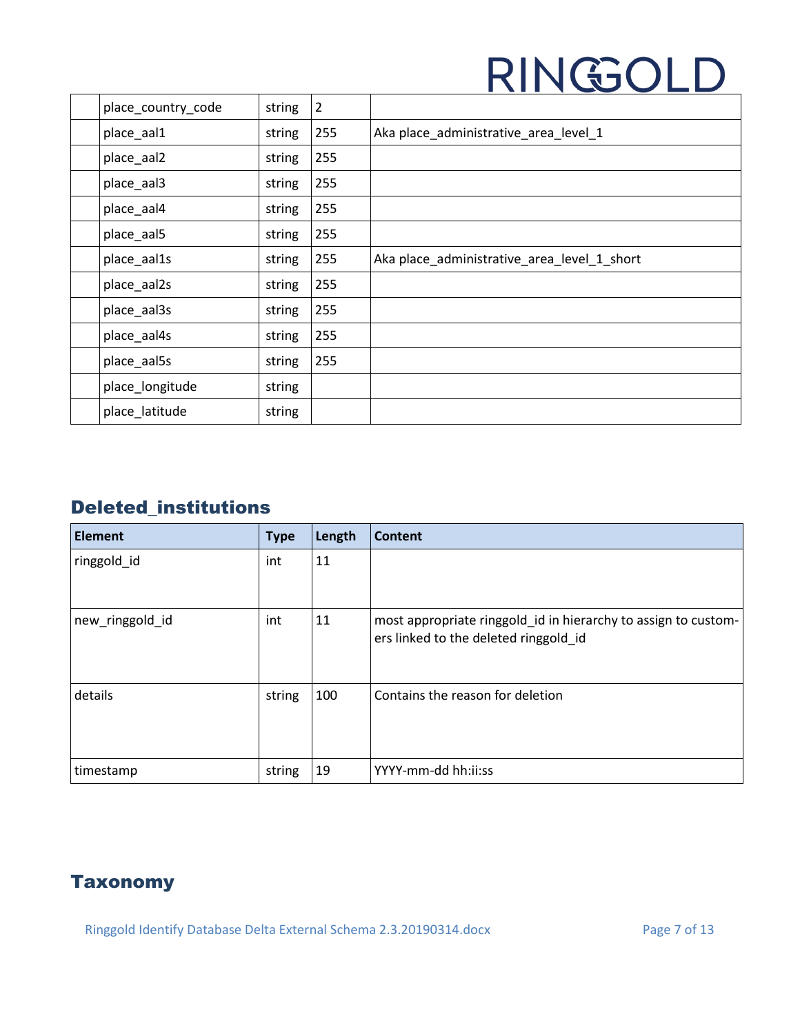| | | | |
|---|---|---|---|
| | place_country_code | string | 2 | |
| | place_aal1 | string | 255 | Aka place_administrative_area_level_1 |
| | place_aal2 | string | 255 | |
| | place_aal3 | string | 255 | |
| | place_aal4 | string | 255 | |
| | place_aal5 | string | 255 | |
| | place_aal1s | string | 255 | Aka place_administrative_area_level_1_short |
| | place_aal2s | string | 255 | |
| | place_aal3s | string | 255 | |
| | place_aal4s | string | 255 | |
| | place_aal5s | string | 255 | |
| | place_longitude | string | | |
| | place_latitude | string | | |

## Deleted_institutions

| Element | Type | Length | Content |
|---|---|---|---|
| ringgold_id | int | 11 | |
| new_ringgold_id | int | 11 | most appropriate ringgold_id in hierarchy to assign to customers linked to the deleted ringgold_id |
| details | string | 100 | Contains the reason for deletion |
| timestamp | string | 19 | YYYY-mm-dd hh:ii:ss |

## Taxonomy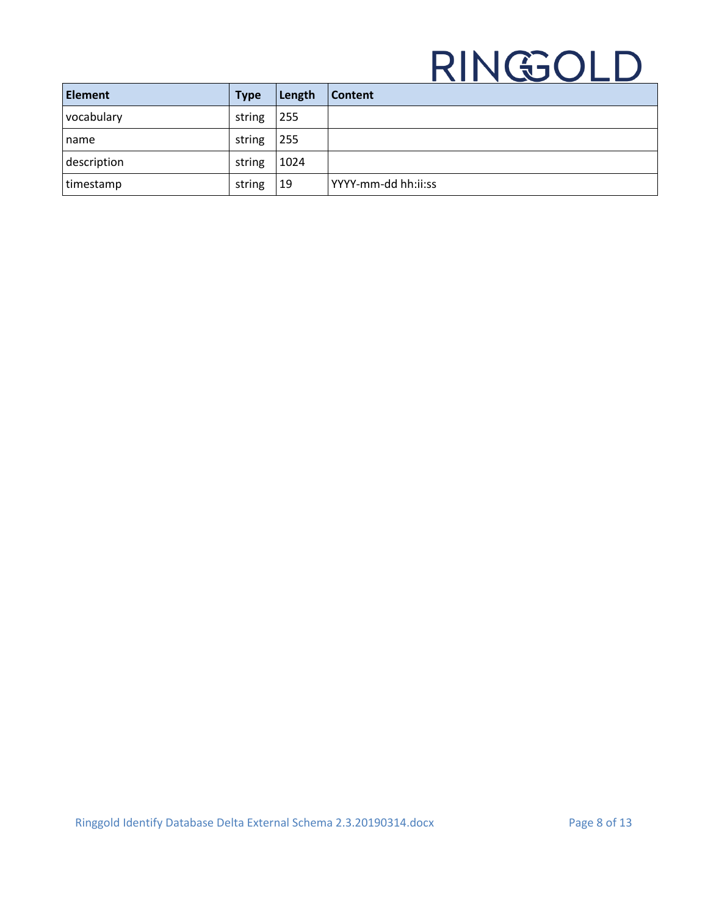| Element | Type | Length | Content |
| --- | --- | --- | --- |
| vocabulary | string | 255 | |
| name | string | 255 | |
| description | string | 1024 | |
| timestamp | string | 19 | YYYY-mm-dd hh:ii:ss |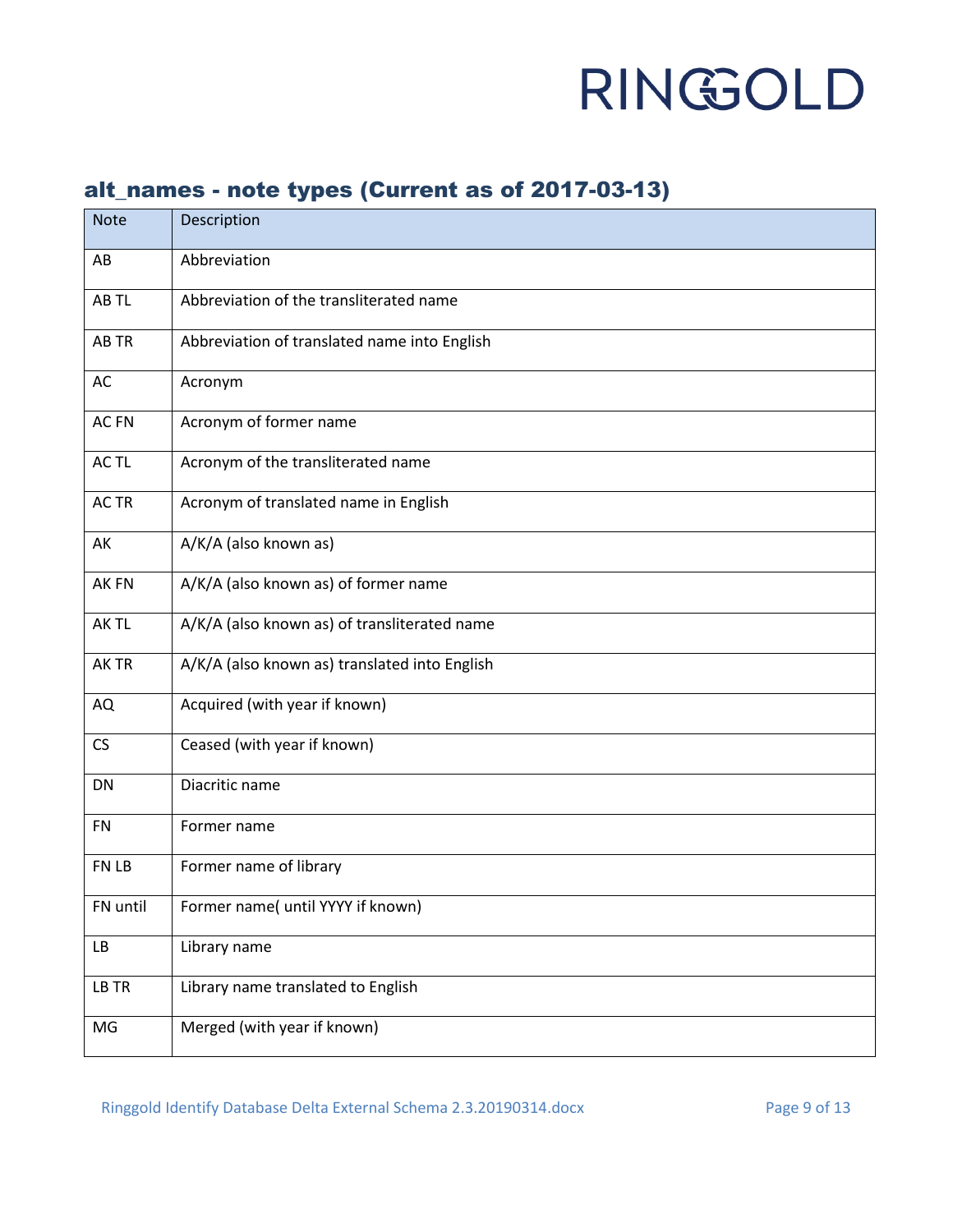## alt_names - note types (Current as of 2017-03-13)

| Note | Description |
|---|---|
| AB | Abbreviation |
| AB TL | Abbreviation of the transliterated name |
| AB TR | Abbreviation of translated name into English |
| AC | Acronym |
| AC FN | Acronym of former name |
| AC TL | Acronym of the transliterated name |
| AC TR | Acronym of translated name in English |
| AK | A/K/A (also known as) |
| AK FN | A/K/A (also known as) of former name |
| AK TL | A/K/A (also known as) of transliterated name |
| AK TR | A/K/A (also known as) translated into English |
| AQ | Acquired (with year if known) |
| CS | Ceased (with year if known) |
| DN | Diacritic name |
| FN | Former name |
| FN LB | Former name of library |
| FN until | Former name( until YYYY if known) |
| LB | Library name |
| LB TR | Library name translated to English |
| MG | Merged (with year if known) |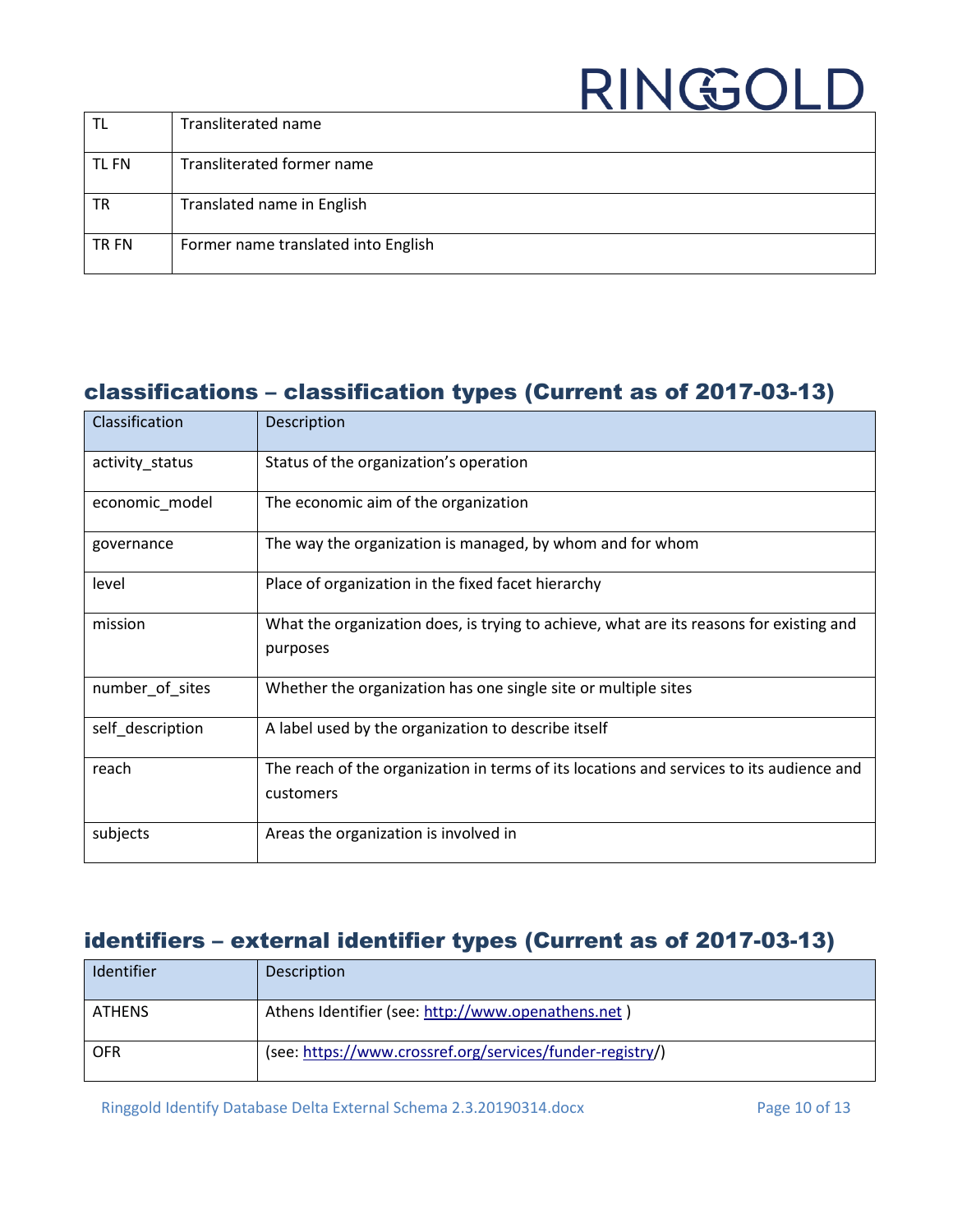| TL | Transliterated name |
|---|---|
| TL FN | Transliterated former name |
| TR | Translated name in English |
| TR FN | Former name translated into English |

## classifications – classification types (Current as of 2017-03-13)

| Classification | Description |
|---|---|
| activity_status | Status of the organization's operation |
| economic_model | The economic aim of the organization |
| governance | The way the organization is managed, by whom and for whom |
| level | Place of organization in the fixed facet hierarchy |
| mission | What the organization does, is trying to achieve, what are its reasons for existing and purposes |
| number_of_sites | Whether the organization has one single site or multiple sites |
| self_description | A label used by the organization to describe itself |
| reach | The reach of the organization in terms of its locations and services to its audience and customers |
| subjects | Areas the organization is involved in |

## identifiers – external identifier types (Current as of 2017-03-13)

| Identifier | Description |
|---|---|
| ATHENS | Athens Identifier (see: http://www.openathens.net ) |
| OFR | (see: https://www.crossref.org/services/funder-registry/) |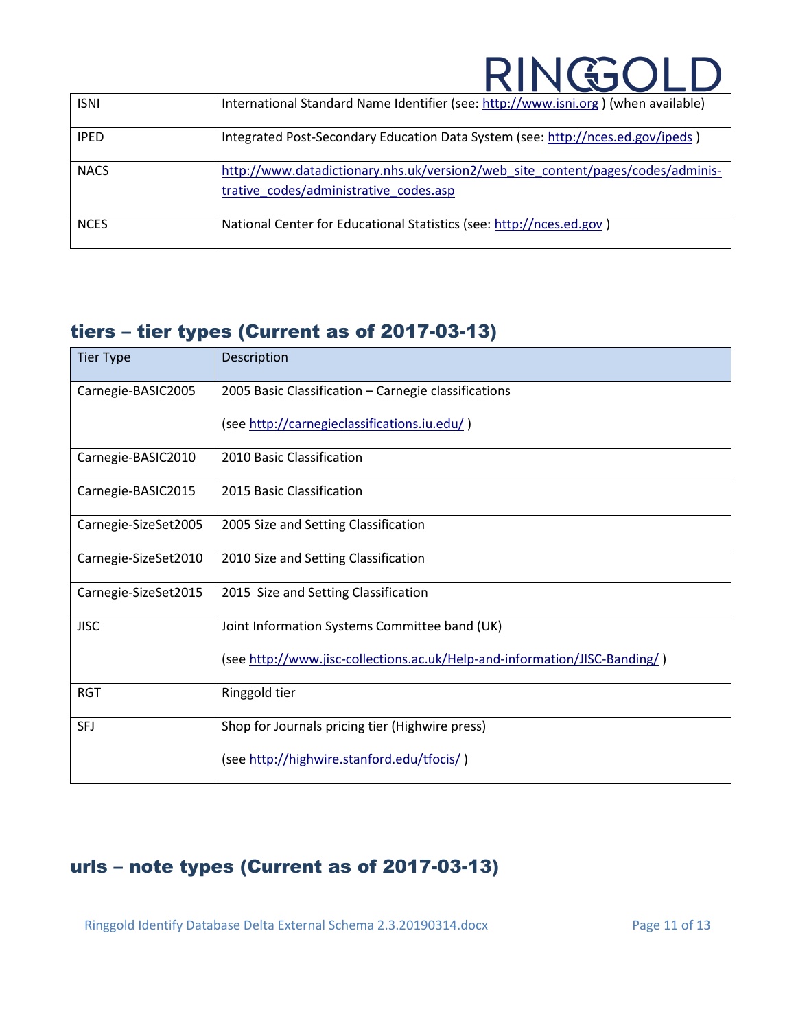| ISNI | International Standard Name Identifier (see: http://www.isni.org ) (when available) |
|---|---|
| IPED | Integrated Post-Secondary Education Data System (see: http://nces.ed.gov/ipeds ) |
| NACS | http://www.datadictionary.nhs.uk/version2/web_site_content/pages/codes/administrative_codes/administrative_codes.asp |
| NCES | National Center for Educational Statistics (see: http://nces.ed.gov ) |

## tiers – tier types (Current as of 2017-03-13)

| Tier Type | Description |
|---|---|
| Carnegie-BASIC2005 | 2005 Basic Classification – Carnegie classifications<br><br>(see http://carnegieclassifications.iu.edu/ ) |
| Carnegie-BASIC2010 | 2010 Basic Classification |
| Carnegie-BASIC2015 | 2015 Basic Classification |
| Carnegie-SizeSet2005 | 2005 Size and Setting Classification |
| Carnegie-SizeSet2010 | 2010 Size and Setting Classification |
| Carnegie-SizeSet2015 | 2015 Size and Setting Classification |
| JISC | Joint Information Systems Committee band (UK)<br><br>(see http://www.jisc-collections.ac.uk/Help-and-information/JISC-Banding/ ) |
| RGT | Ringgold tier |
| SFJ | Shop for Journals pricing tier (Highwire press)<br><br>(see http://highwire.stanford.edu/tfocis/ ) |

## urls – note types (Current as of 2017-03-13)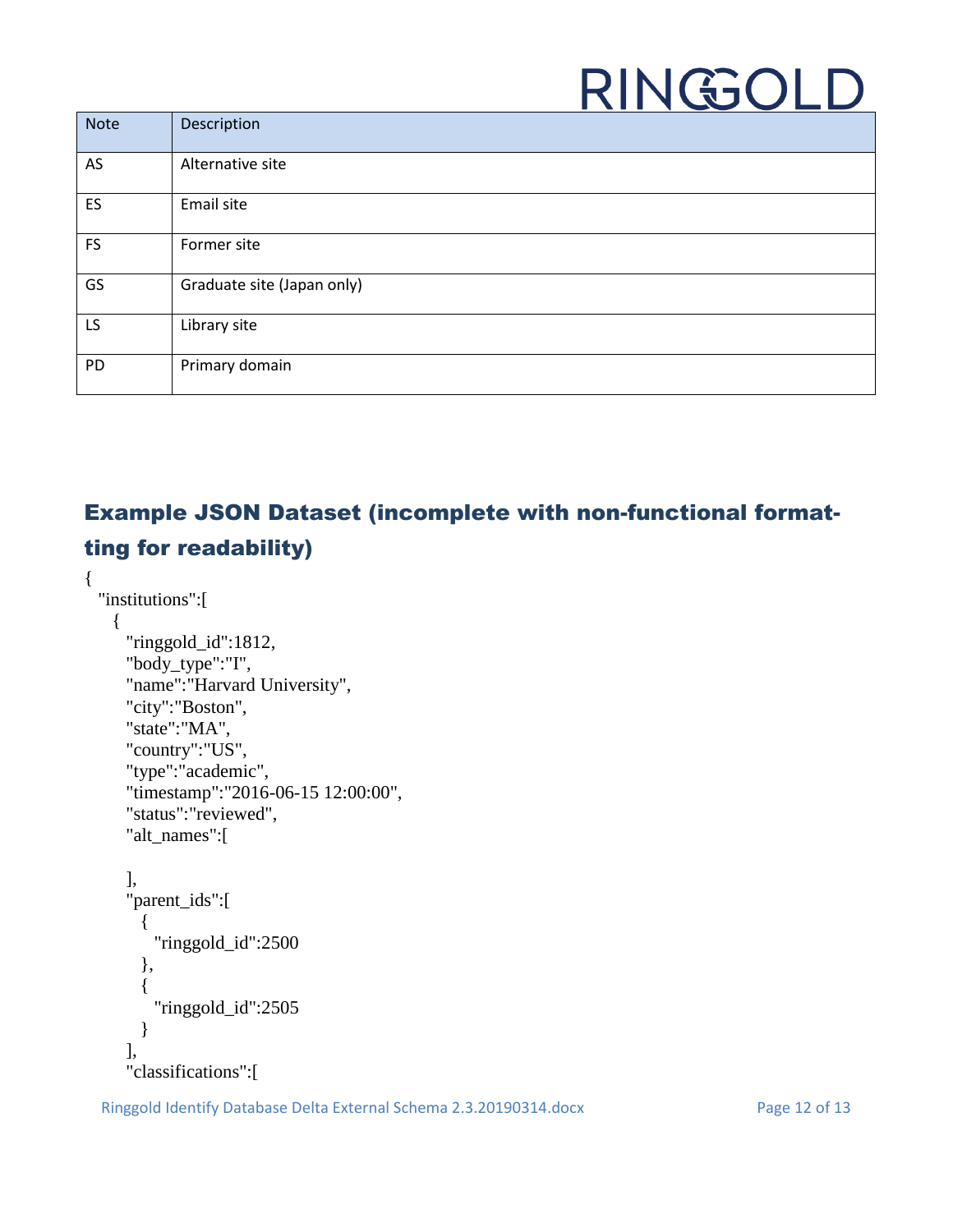| Note | Description |
|---|---|
| AS | Alternative site |
| ES | Email site |
| FS | Former site |
| GS | Graduate site (Japan only) |
| LS | Library site |
| PD | Primary domain |

## Example JSON Dataset (incomplete with non-functional formatting for readability)

```
{
  "institutions":[
    {
      "ringgold_id":1812,
      "body_type":"I",
      "name":"Harvard University",
      "city":"Boston",
      "state":"MA",
      "country":"US",
      "type":"academic",
      "timestamp":"2016-06-15 12:00:00",
      "status":"reviewed",
      "alt_names":[

      ],
      "parent_ids":[
        {
          "ringgold_id":2500
        },
        {
          "ringgold_id":2505
        }
      ],
      "classifications":[
```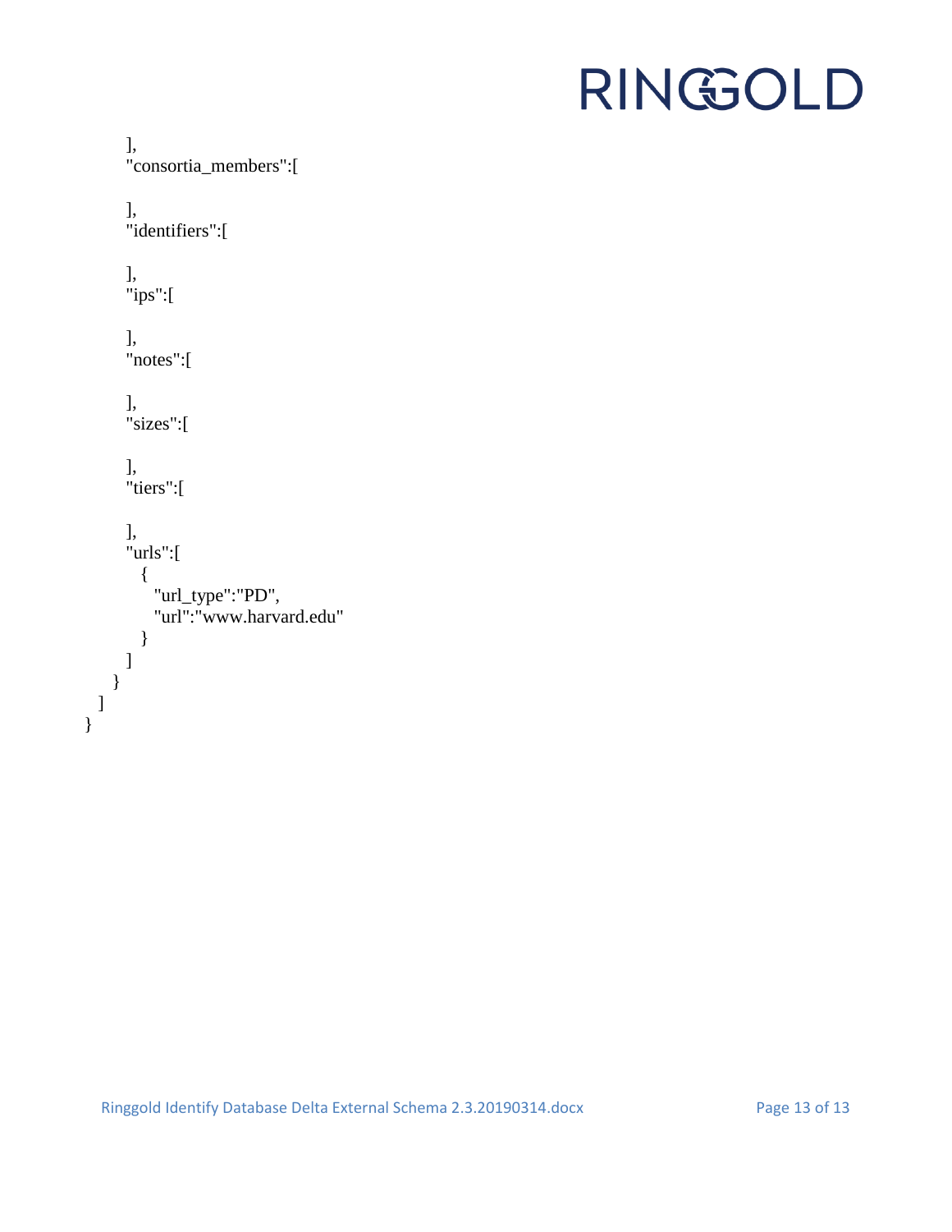```
      ],
      "consortia_members":[

      ],
      "identifiers":[

      ],
      "ips":[

      ],
      "notes":[

      ],
      "sizes":[

      ],
      "tiers":[

      ],
      "urls":[
        {
          "url_type":"PD",
          "url":"www.harvard.edu"
        }
      ]
    }
  ]
}
```